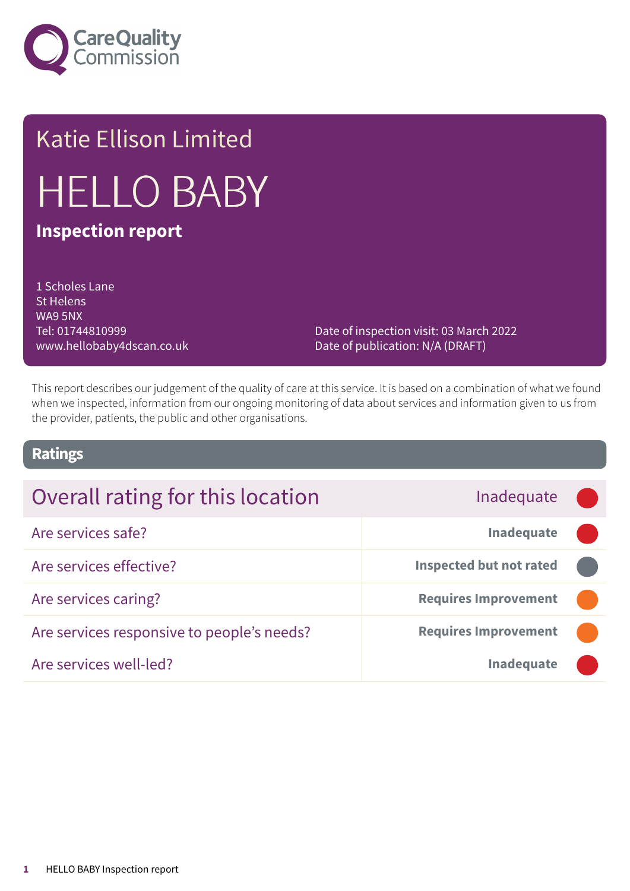Care Quality Commission

# Katie Ellison Limited

# HELLO BABY

## Inspection report

1 Scholes Lane
St Helens
WA9 5NX
Tel: 01744810999
www.hellobaby4dscan.co.uk

Date of inspection visit: 03 March 2022
Date of publication: N/A (DRAFT)

This report describes our judgement of the quality of care at this service. It is based on a combination of what we found when we inspected, information from our ongoing monitoring of data about services and information given to us from the provider, patients, the public and other organisations.

## Ratings

| Overall rating for this location | Inadequate |
|---|---|
| Are services safe? | **Inadequate** |
| Are services effective? | **Inspected but not rated** |
| Are services caring? | **Requires Improvement** |
| Are services responsive to people's needs? | **Requires Improvement** |
| Are services well-led? | **Inadequate** |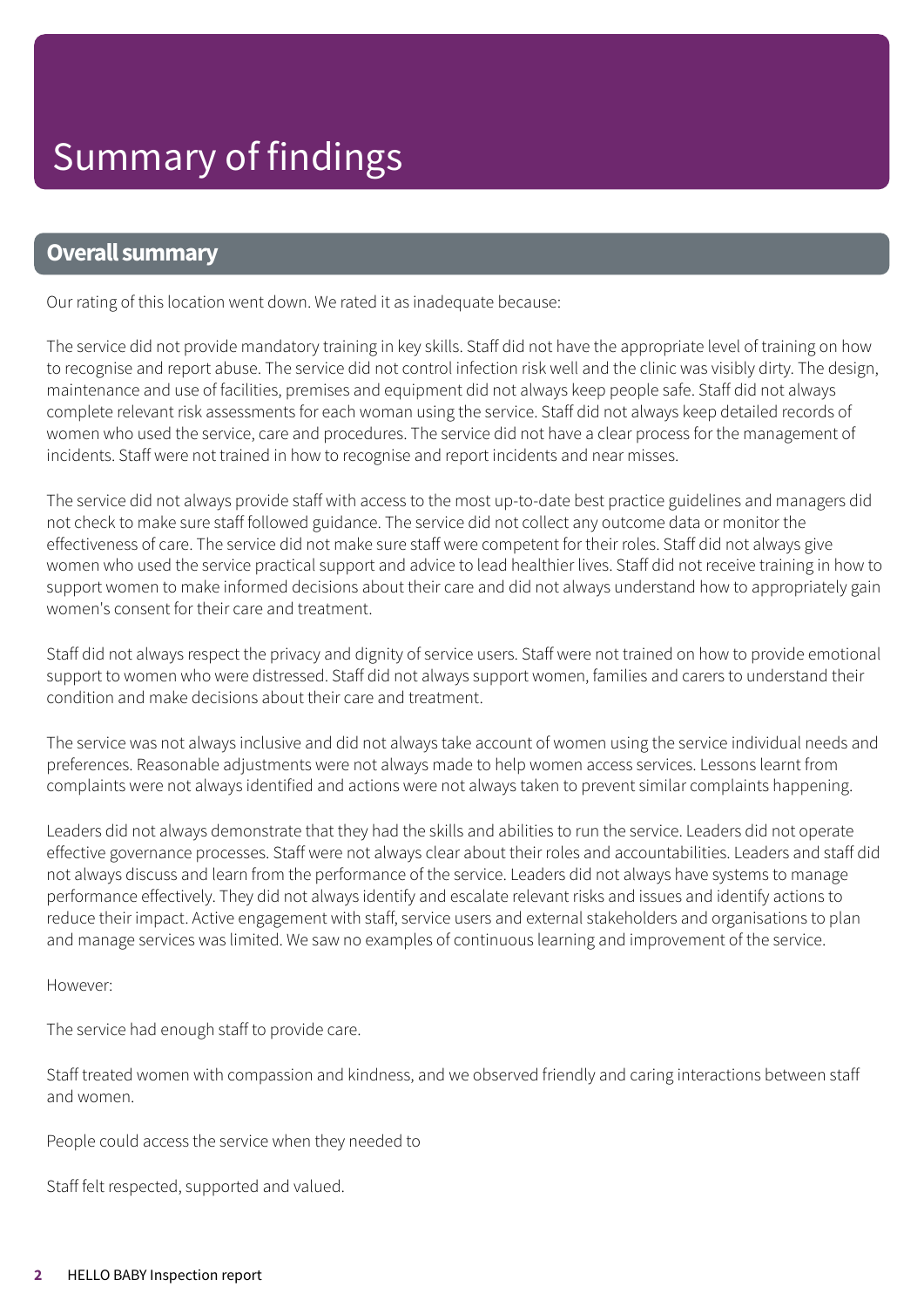# Summary of findings

## Overall summary

Our rating of this location went down. We rated it as inadequate because:

The service did not provide mandatory training in key skills. Staff did not have the appropriate level of training on how to recognise and report abuse. The service did not control infection risk well and the clinic was visibly dirty. The design, maintenance and use of facilities, premises and equipment did not always keep people safe. Staff did not always complete relevant risk assessments for each woman using the service. Staff did not always keep detailed records of women who used the service, care and procedures. The service did not have a clear process for the management of incidents. Staff were not trained in how to recognise and report incidents and near misses.

The service did not always provide staff with access to the most up-to-date best practice guidelines and managers did not check to make sure staff followed guidance. The service did not collect any outcome data or monitor the effectiveness of care. The service did not make sure staff were competent for their roles. Staff did not always give women who used the service practical support and advice to lead healthier lives. Staff did not receive training in how to support women to make informed decisions about their care and did not always understand how to appropriately gain women's consent for their care and treatment.

Staff did not always respect the privacy and dignity of service users. Staff were not trained on how to provide emotional support to women who were distressed. Staff did not always support women, families and carers to understand their condition and make decisions about their care and treatment.

The service was not always inclusive and did not always take account of women using the service individual needs and preferences. Reasonable adjustments were not always made to help women access services. Lessons learnt from complaints were not always identified and actions were not always taken to prevent similar complaints happening.

Leaders did not always demonstrate that they had the skills and abilities to run the service. Leaders did not operate effective governance processes. Staff were not always clear about their roles and accountabilities. Leaders and staff did not always discuss and learn from the performance of the service. Leaders did not always have systems to manage performance effectively. They did not always identify and escalate relevant risks and issues and identify actions to reduce their impact. Active engagement with staff, service users and external stakeholders and organisations to plan and manage services was limited. We saw no examples of continuous learning and improvement of the service.

However:

The service had enough staff to provide care.

Staff treated women with compassion and kindness, and we observed friendly and caring interactions between staff and women.

People could access the service when they needed to

Staff felt respected, supported and valued.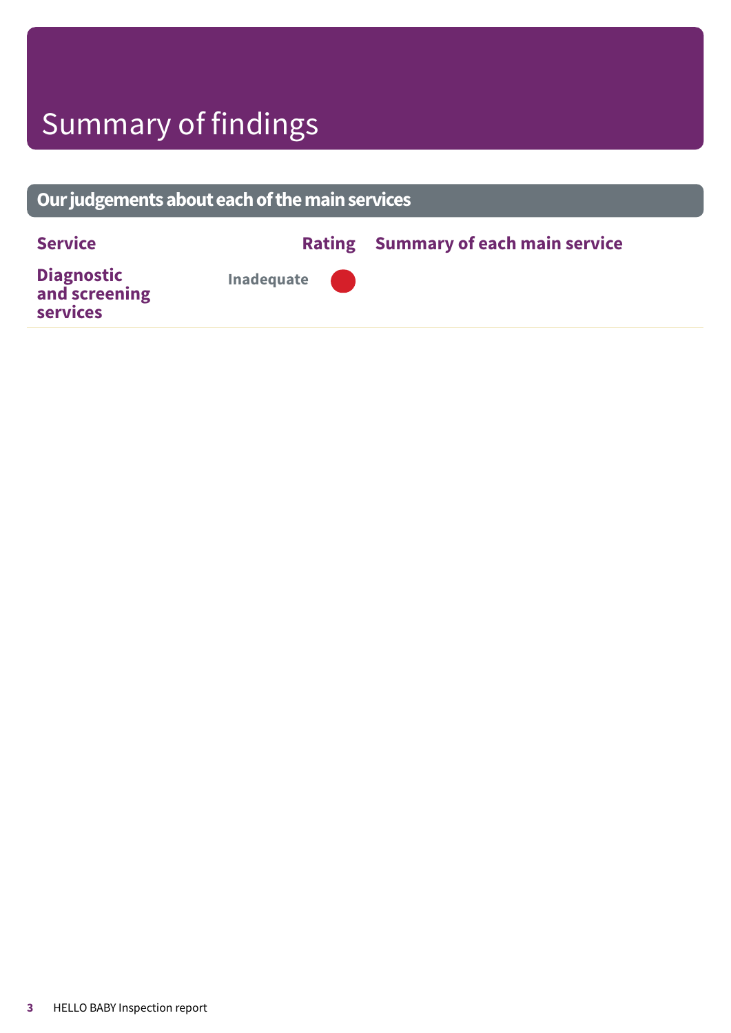# Summary of findings

## Our judgements about each of the main services

| Service | Rating | Summary of each main service |
| --- | --- | --- |
| **Diagnostic and screening services** | Inadequate | |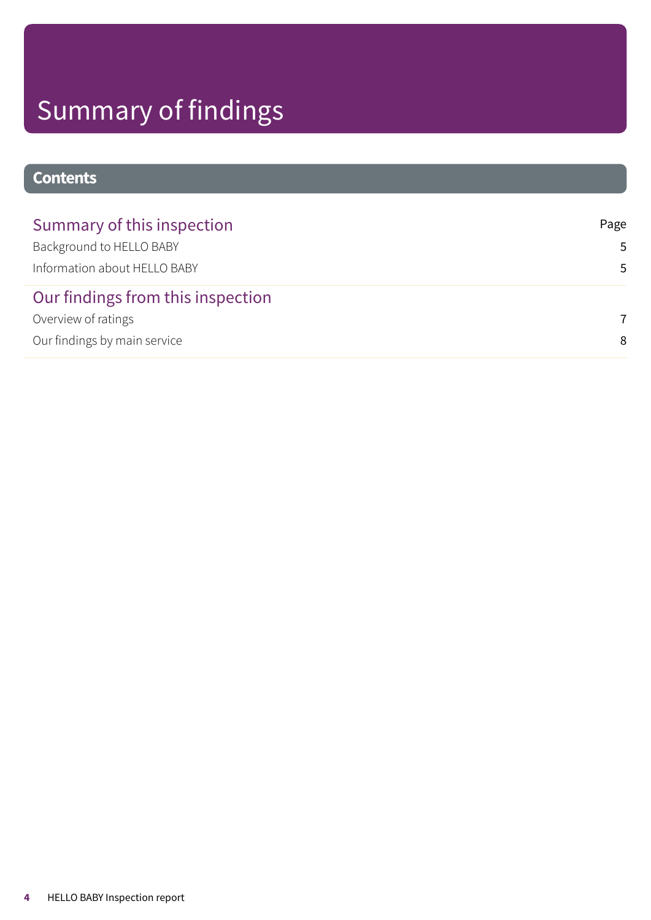# Summary of findings

## Contents

| Summary of this inspection | Page |
| --- | --- |
| Background to HELLO BABY | 5 |
| Information about HELLO BABY | 5 |
| **Our findings from this inspection** | |
| Overview of ratings | 7 |
| Our findings by main service | 8 |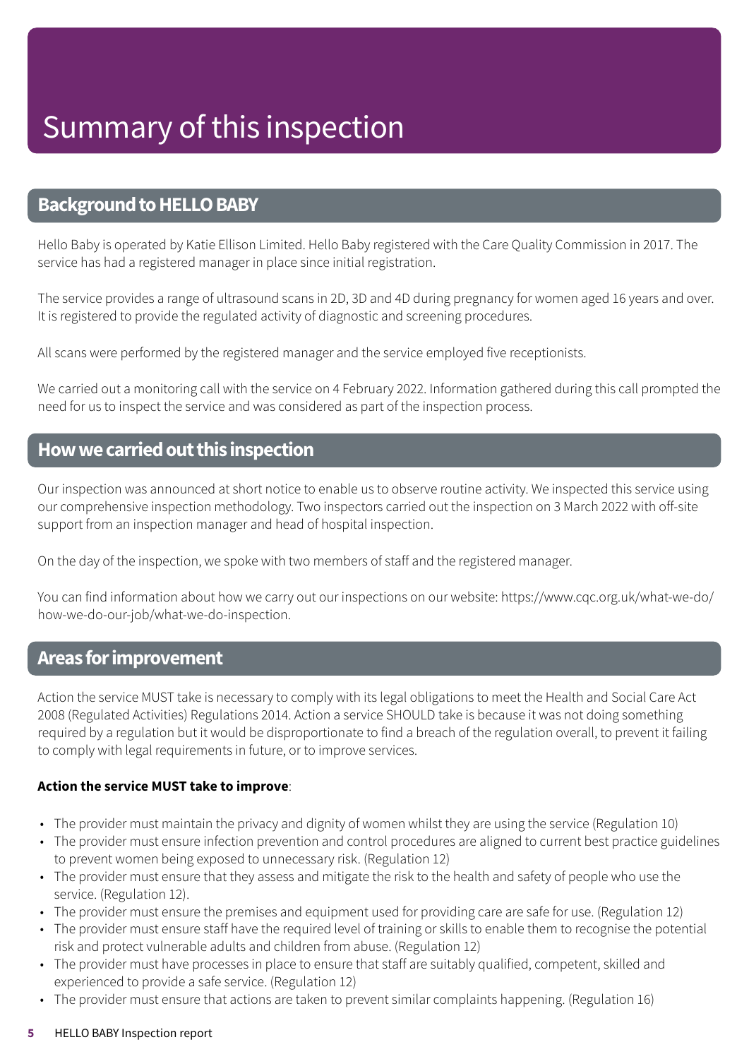# Summary of this inspection

## Background to HELLO BABY

Hello Baby is operated by Katie Ellison Limited. Hello Baby registered with the Care Quality Commission in 2017. The service has had a registered manager in place since initial registration.

The service provides a range of ultrasound scans in 2D, 3D and 4D during pregnancy for women aged 16 years and over. It is registered to provide the regulated activity of diagnostic and screening procedures.

All scans were performed by the registered manager and the service employed five receptionists.

We carried out a monitoring call with the service on 4 February 2022. Information gathered during this call prompted the need for us to inspect the service and was considered as part of the inspection process.

## How we carried out this inspection

Our inspection was announced at short notice to enable us to observe routine activity. We inspected this service using our comprehensive inspection methodology. Two inspectors carried out the inspection on 3 March 2022 with off-site support from an inspection manager and head of hospital inspection.

On the day of the inspection, we spoke with two members of staff and the registered manager.

You can find information about how we carry out our inspections on our website: https://www.cqc.org.uk/what-we-do/how-we-do-our-job/what-we-do-inspection.

## Areas for improvement

Action the service MUST take is necessary to comply with its legal obligations to meet the Health and Social Care Act 2008 (Regulated Activities) Regulations 2014. Action a service SHOULD take is because it was not doing something required by a regulation but it would be disproportionate to find a breach of the regulation overall, to prevent it failing to comply with legal requirements in future, or to improve services.

**Action the service MUST take to improve**:

- The provider must maintain the privacy and dignity of women whilst they are using the service (Regulation 10)
- The provider must ensure infection prevention and control procedures are aligned to current best practice guidelines to prevent women being exposed to unnecessary risk. (Regulation 12)
- The provider must ensure that they assess and mitigate the risk to the health and safety of people who use the service. (Regulation 12).
- The provider must ensure the premises and equipment used for providing care are safe for use. (Regulation 12)
- The provider must ensure staff have the required level of training or skills to enable them to recognise the potential risk and protect vulnerable adults and children from abuse. (Regulation 12)
- The provider must have processes in place to ensure that staff are suitably qualified, competent, skilled and experienced to provide a safe service. (Regulation 12)
- The provider must ensure that actions are taken to prevent similar complaints happening. (Regulation 16)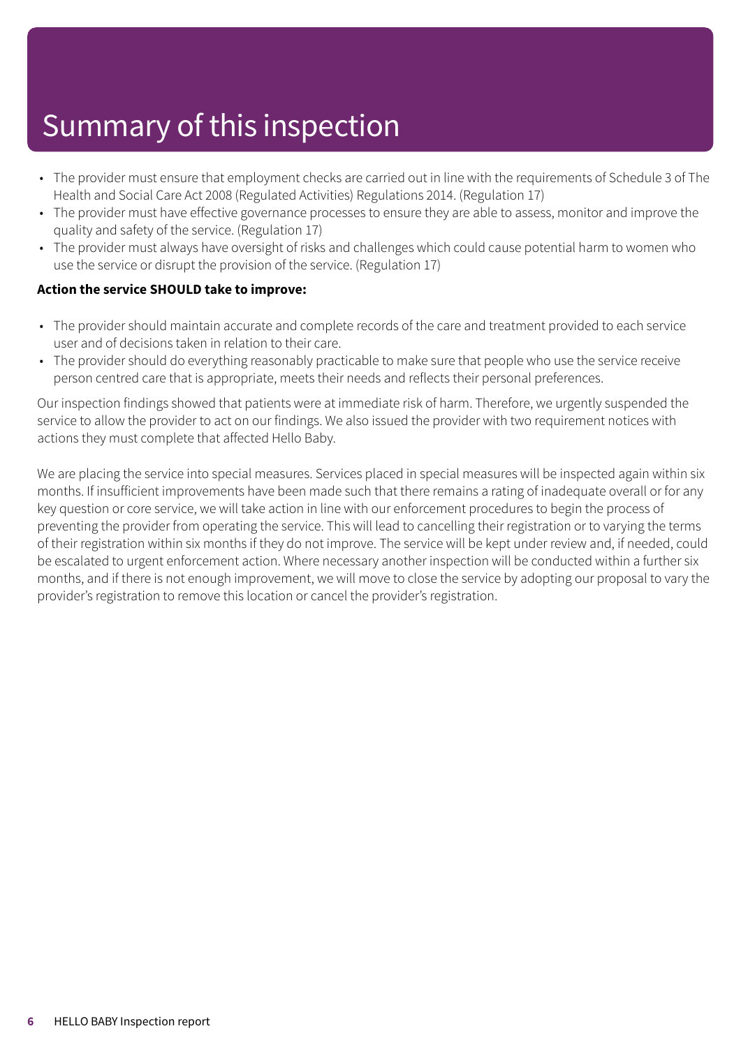# Summary of this inspection

- The provider must ensure that employment checks are carried out in line with the requirements of Schedule 3 of The Health and Social Care Act 2008 (Regulated Activities) Regulations 2014. (Regulation 17)
- The provider must have effective governance processes to ensure they are able to assess, monitor and improve the quality and safety of the service. (Regulation 17)
- The provider must always have oversight of risks and challenges which could cause potential harm to women who use the service or disrupt the provision of the service. (Regulation 17)

**Action the service SHOULD take to improve:**

- The provider should maintain accurate and complete records of the care and treatment provided to each service user and of decisions taken in relation to their care.
- The provider should do everything reasonably practicable to make sure that people who use the service receive person centred care that is appropriate, meets their needs and reflects their personal preferences.

Our inspection findings showed that patients were at immediate risk of harm. Therefore, we urgently suspended the service to allow the provider to act on our findings. We also issued the provider with two requirement notices with actions they must complete that affected Hello Baby.

We are placing the service into special measures. Services placed in special measures will be inspected again within six months. If insufficient improvements have been made such that there remains a rating of inadequate overall or for any key question or core service, we will take action in line with our enforcement procedures to begin the process of preventing the provider from operating the service. This will lead to cancelling their registration or to varying the terms of their registration within six months if they do not improve. The service will be kept under review and, if needed, could be escalated to urgent enforcement action. Where necessary another inspection will be conducted within a further six months, and if there is not enough improvement, we will move to close the service by adopting our proposal to vary the provider's registration to remove this location or cancel the provider's registration.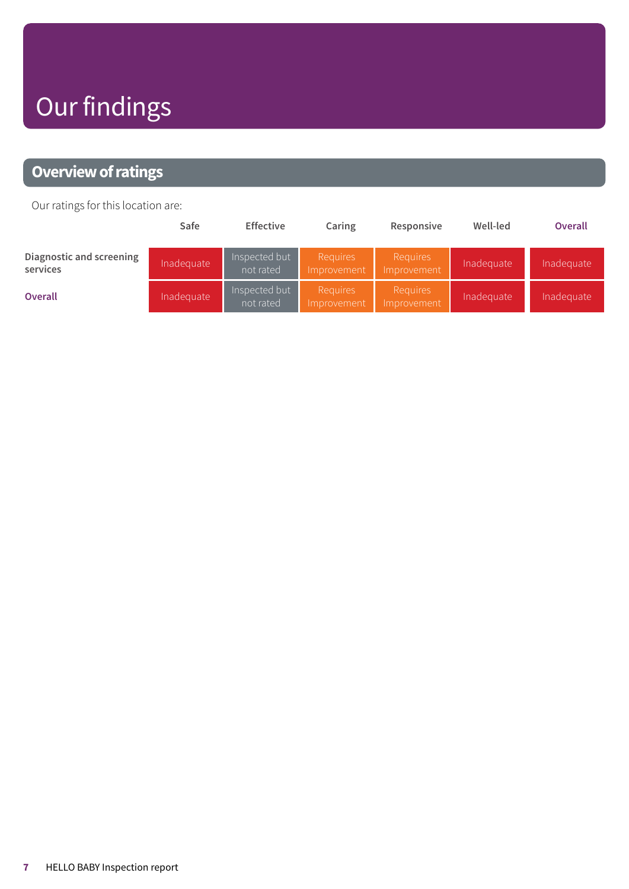# Our findings

## Overview of ratings

Our ratings for this location are:

| | Safe | Effective | Caring | Responsive | Well-led | Overall |
|---|---|---|---|---|---|---|
| Diagnostic and screening services | Inadequate | Inspected but not rated | Requires Improvement | Requires Improvement | Inadequate | Inadequate |
| Overall | Inadequate | Inspected but not rated | Requires Improvement | Requires Improvement | Inadequate | Inadequate |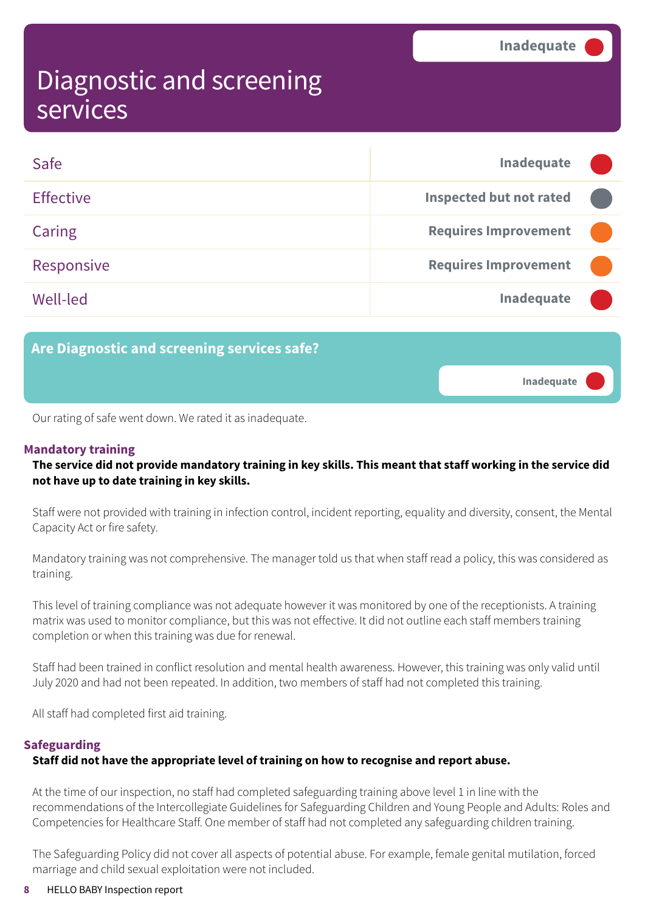# Diagnostic and screening services

Inadequate

| | |
|---|---|
| Safe | Inadequate |
| Effective | Inspected but not rated |
| Caring | Requires Improvement |
| Responsive | Requires Improvement |
| Well-led | Inadequate |

## Are Diagnostic and screening services safe?

Inadequate

Our rating of safe went down. We rated it as inadequate.

### Mandatory training

**The service did not provide mandatory training in key skills. This meant that staff working in the service did not have up to date training in key skills.**

Staff were not provided with training in infection control, incident reporting, equality and diversity, consent, the Mental Capacity Act or fire safety.

Mandatory training was not comprehensive. The manager told us that when staff read a policy, this was considered as training.

This level of training compliance was not adequate however it was monitored by one of the receptionists. A training matrix was used to monitor compliance, but this was not effective. It did not outline each staff members training completion or when this training was due for renewal.

Staff had been trained in conflict resolution and mental health awareness. However, this training was only valid until July 2020 and had not been repeated. In addition, two members of staff had not completed this training.

All staff had completed first aid training.

### Safeguarding

**Staff did not have the appropriate level of training on how to recognise and report abuse.**

At the time of our inspection, no staff had completed safeguarding training above level 1 in line with the recommendations of the Intercollegiate Guidelines for Safeguarding Children and Young People and Adults: Roles and Competencies for Healthcare Staff. One member of staff had not completed any safeguarding children training.

The Safeguarding Policy did not cover all aspects of potential abuse. For example, female genital mutilation, forced marriage and child sexual exploitation were not included.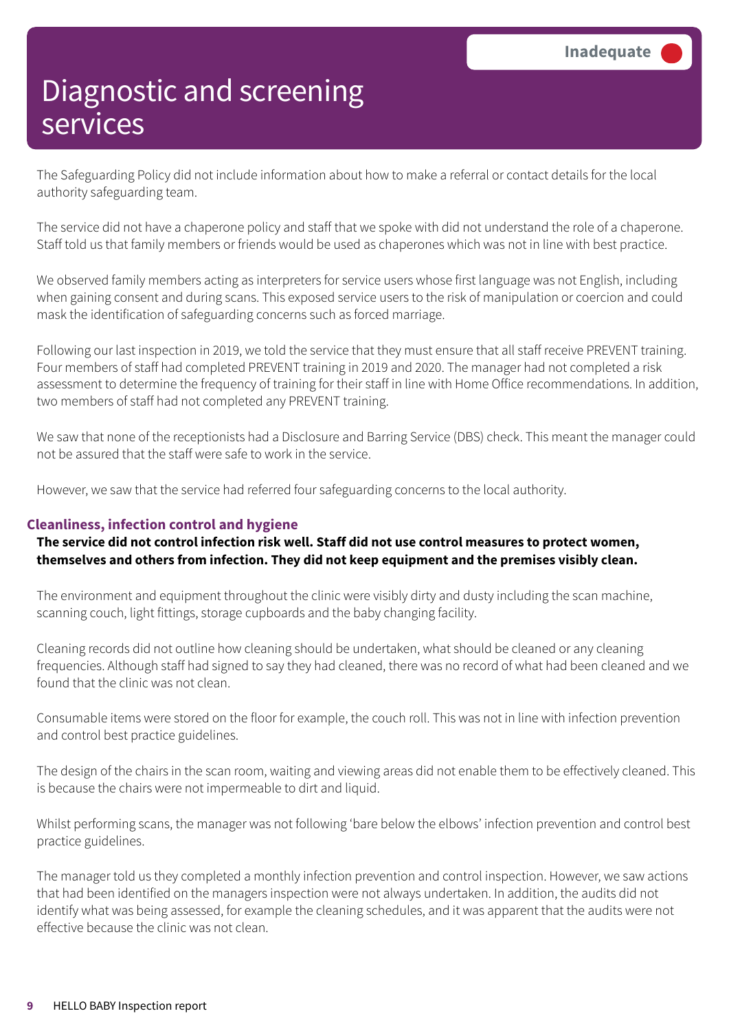# Diagnostic and screening services

**Inadequate**

The Safeguarding Policy did not include information about how to make a referral or contact details for the local authority safeguarding team.

The service did not have a chaperone policy and staff that we spoke with did not understand the role of a chaperone. Staff told us that family members or friends would be used as chaperones which was not in line with best practice.

We observed family members acting as interpreters for service users whose first language was not English, including when gaining consent and during scans. This exposed service users to the risk of manipulation or coercion and could mask the identification of safeguarding concerns such as forced marriage.

Following our last inspection in 2019, we told the service that they must ensure that all staff receive PREVENT training. Four members of staff had completed PREVENT training in 2019 and 2020. The manager had not completed a risk assessment to determine the frequency of training for their staff in line with Home Office recommendations. In addition, two members of staff had not completed any PREVENT training.

We saw that none of the receptionists had a Disclosure and Barring Service (DBS) check. This meant the manager could not be assured that the staff were safe to work in the service.

However, we saw that the service had referred four safeguarding concerns to the local authority.

### Cleanliness, infection control and hygiene

**The service did not control infection risk well. Staff did not use control measures to protect women, themselves and others from infection. They did not keep equipment and the premises visibly clean.**

The environment and equipment throughout the clinic were visibly dirty and dusty including the scan machine, scanning couch, light fittings, storage cupboards and the baby changing facility.

Cleaning records did not outline how cleaning should be undertaken, what should be cleaned or any cleaning frequencies. Although staff had signed to say they had cleaned, there was no record of what had been cleaned and we found that the clinic was not clean.

Consumable items were stored on the floor for example, the couch roll. This was not in line with infection prevention and control best practice guidelines.

The design of the chairs in the scan room, waiting and viewing areas did not enable them to be effectively cleaned. This is because the chairs were not impermeable to dirt and liquid.

Whilst performing scans, the manager was not following 'bare below the elbows' infection prevention and control best practice guidelines.

The manager told us they completed a monthly infection prevention and control inspection. However, we saw actions that had been identified on the managers inspection were not always undertaken. In addition, the audits did not identify what was being assessed, for example the cleaning schedules, and it was apparent that the audits were not effective because the clinic was not clean.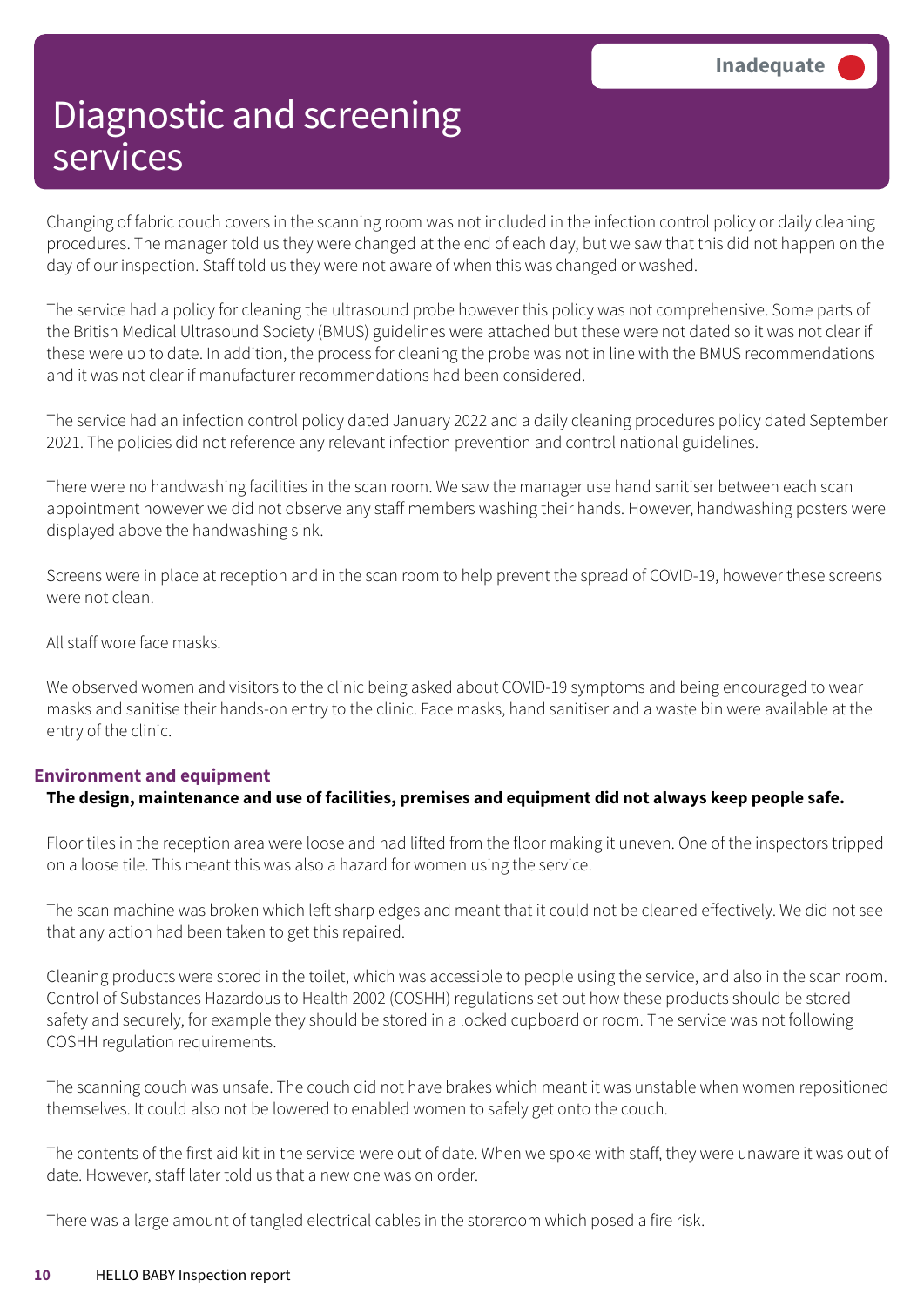# Diagnostic and screening services

Inadequate

Changing of fabric couch covers in the scanning room was not included in the infection control policy or daily cleaning procedures. The manager told us they were changed at the end of each day, but we saw that this did not happen on the day of our inspection. Staff told us they were not aware of when this was changed or washed.

The service had a policy for cleaning the ultrasound probe however this policy was not comprehensive. Some parts of the British Medical Ultrasound Society (BMUS) guidelines were attached but these were not dated so it was not clear if these were up to date. In addition, the process for cleaning the probe was not in line with the BMUS recommendations and it was not clear if manufacturer recommendations had been considered.

The service had an infection control policy dated January 2022 and a daily cleaning procedures policy dated September 2021. The policies did not reference any relevant infection prevention and control national guidelines.

There were no handwashing facilities in the scan room. We saw the manager use hand sanitiser between each scan appointment however we did not observe any staff members washing their hands. However, handwashing posters were displayed above the handwashing sink.

Screens were in place at reception and in the scan room to help prevent the spread of COVID-19, however these screens were not clean.

All staff wore face masks.

We observed women and visitors to the clinic being asked about COVID-19 symptoms and being encouraged to wear masks and sanitise their hands-on entry to the clinic. Face masks, hand sanitiser and a waste bin were available at the entry of the clinic.

### Environment and equipment

**The design, maintenance and use of facilities, premises and equipment did not always keep people safe.**

Floor tiles in the reception area were loose and had lifted from the floor making it uneven. One of the inspectors tripped on a loose tile. This meant this was also a hazard for women using the service.

The scan machine was broken which left sharp edges and meant that it could not be cleaned effectively. We did not see that any action had been taken to get this repaired.

Cleaning products were stored in the toilet, which was accessible to people using the service, and also in the scan room. Control of Substances Hazardous to Health 2002 (COSHH) regulations set out how these products should be stored safety and securely, for example they should be stored in a locked cupboard or room. The service was not following COSHH regulation requirements.

The scanning couch was unsafe. The couch did not have brakes which meant it was unstable when women repositioned themselves. It could also not be lowered to enabled women to safely get onto the couch.

The contents of the first aid kit in the service were out of date. When we spoke with staff, they were unaware it was out of date. However, staff later told us that a new one was on order.

There was a large amount of tangled electrical cables in the storeroom which posed a fire risk.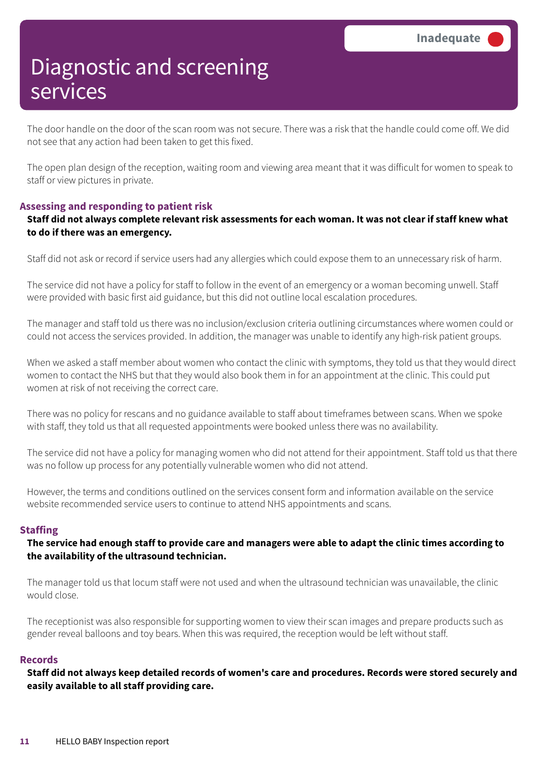# Diagnostic and screening services

Inadequate

The door handle on the door of the scan room was not secure. There was a risk that the handle could come off. We did not see that any action had been taken to get this fixed.

The open plan design of the reception, waiting room and viewing area meant that it was difficult for women to speak to staff or view pictures in private.

### Assessing and responding to patient risk

**Staff did not always complete relevant risk assessments for each woman. It was not clear if staff knew what to do if there was an emergency.**

Staff did not ask or record if service users had any allergies which could expose them to an unnecessary risk of harm.

The service did not have a policy for staff to follow in the event of an emergency or a woman becoming unwell. Staff were provided with basic first aid guidance, but this did not outline local escalation procedures.

The manager and staff told us there was no inclusion/exclusion criteria outlining circumstances where women could or could not access the services provided. In addition, the manager was unable to identify any high-risk patient groups.

When we asked a staff member about women who contact the clinic with symptoms, they told us that they would direct women to contact the NHS but that they would also book them in for an appointment at the clinic. This could put women at risk of not receiving the correct care.

There was no policy for rescans and no guidance available to staff about timeframes between scans. When we spoke with staff, they told us that all requested appointments were booked unless there was no availability.

The service did not have a policy for managing women who did not attend for their appointment. Staff told us that there was no follow up process for any potentially vulnerable women who did not attend.

However, the terms and conditions outlined on the services consent form and information available on the service website recommended service users to continue to attend NHS appointments and scans.

### Staffing

**The service had enough staff to provide care and managers were able to adapt the clinic times according to the availability of the ultrasound technician.**

The manager told us that locum staff were not used and when the ultrasound technician was unavailable, the clinic would close.

The receptionist was also responsible for supporting women to view their scan images and prepare products such as gender reveal balloons and toy bears. When this was required, the reception would be left without staff.

### Records

**Staff did not always keep detailed records of women's care and procedures. Records were stored securely and easily available to all staff providing care.**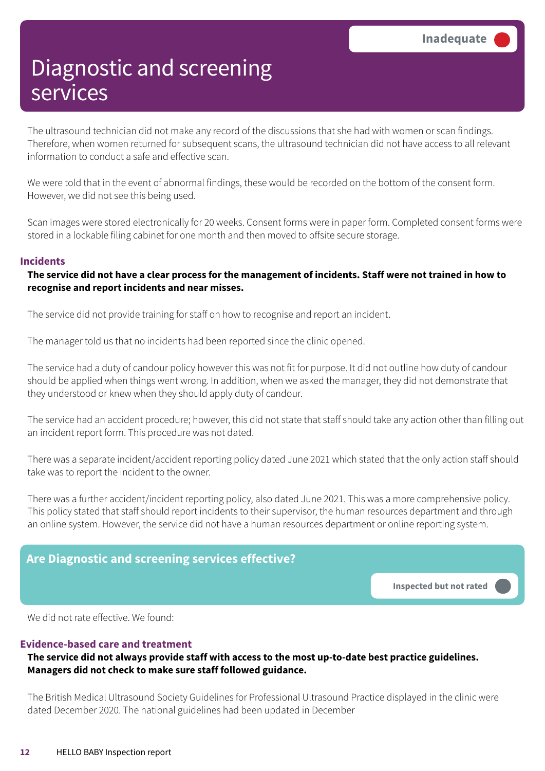# Diagnostic and screening services

**Inadequate**

The ultrasound technician did not make any record of the discussions that she had with women or scan findings. Therefore, when women returned for subsequent scans, the ultrasound technician did not have access to all relevant information to conduct a safe and effective scan.

We were told that in the event of abnormal findings, these would be recorded on the bottom of the consent form. However, we did not see this being used.

Scan images were stored electronically for 20 weeks. Consent forms were in paper form. Completed consent forms were stored in a lockable filing cabinet for one month and then moved to offsite secure storage.

### Incidents

**The service did not have a clear process for the management of incidents. Staff were not trained in how to recognise and report incidents and near misses.**

The service did not provide training for staff on how to recognise and report an incident.

The manager told us that no incidents had been reported since the clinic opened.

The service had a duty of candour policy however this was not fit for purpose. It did not outline how duty of candour should be applied when things went wrong. In addition, when we asked the manager, they did not demonstrate that they understood or knew when they should apply duty of candour.

The service had an accident procedure; however, this did not state that staff should take any action other than filling out an incident report form. This procedure was not dated.

There was a separate incident/accident reporting policy dated June 2021 which stated that the only action staff should take was to report the incident to the owner.

There was a further accident/incident reporting policy, also dated June 2021. This was a more comprehensive policy. This policy stated that staff should report incidents to their supervisor, the human resources department and through an online system. However, the service did not have a human resources department or online reporting system.

## Are Diagnostic and screening services effective?

**Inspected but not rated**

We did not rate effective. We found:

### Evidence-based care and treatment

**The service did not always provide staff with access to the most up-to-date best practice guidelines. Managers did not check to make sure staff followed guidance.**

The British Medical Ultrasound Society Guidelines for Professional Ultrasound Practice displayed in the clinic were dated December 2020. The national guidelines had been updated in December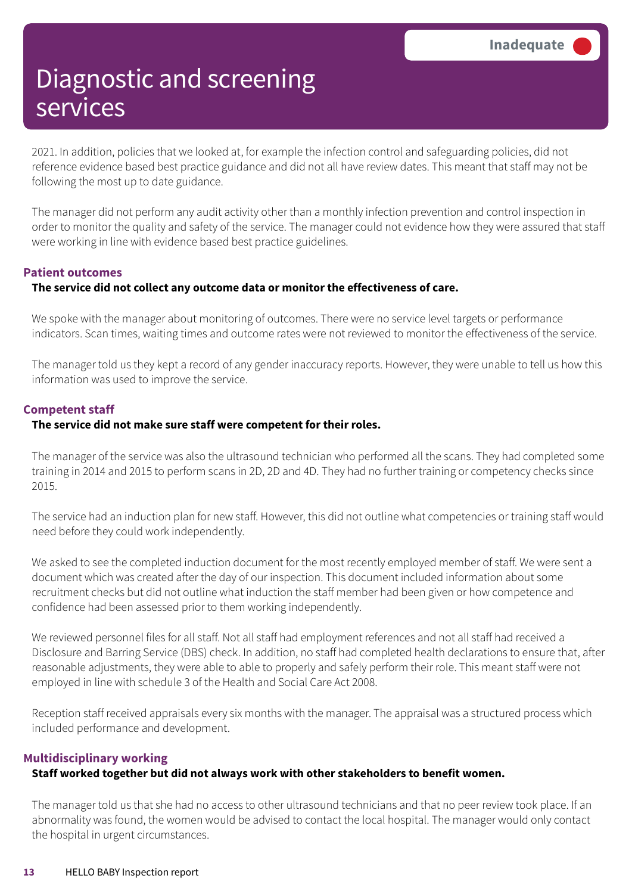# Diagnostic and screening services

**Inadequate**

2021. In addition, policies that we looked at, for example the infection control and safeguarding policies, did not reference evidence based best practice guidance and did not all have review dates. This meant that staff may not be following the most up to date guidance.

The manager did not perform any audit activity other than a monthly infection prevention and control inspection in order to monitor the quality and safety of the service. The manager could not evidence how they were assured that staff were working in line with evidence based best practice guidelines.

### Patient outcomes

**The service did not collect any outcome data or monitor the effectiveness of care.**

We spoke with the manager about monitoring of outcomes. There were no service level targets or performance indicators. Scan times, waiting times and outcome rates were not reviewed to monitor the effectiveness of the service.

The manager told us they kept a record of any gender inaccuracy reports. However, they were unable to tell us how this information was used to improve the service.

### Competent staff

**The service did not make sure staff were competent for their roles.**

The manager of the service was also the ultrasound technician who performed all the scans. They had completed some training in 2014 and 2015 to perform scans in 2D, 2D and 4D. They had no further training or competency checks since 2015.

The service had an induction plan for new staff. However, this did not outline what competencies or training staff would need before they could work independently.

We asked to see the completed induction document for the most recently employed member of staff. We were sent a document which was created after the day of our inspection. This document included information about some recruitment checks but did not outline what induction the staff member had been given or how competence and confidence had been assessed prior to them working independently.

We reviewed personnel files for all staff. Not all staff had employment references and not all staff had received a Disclosure and Barring Service (DBS) check. In addition, no staff had completed health declarations to ensure that, after reasonable adjustments, they were able to able to properly and safely perform their role. This meant staff were not employed in line with schedule 3 of the Health and Social Care Act 2008.

Reception staff received appraisals every six months with the manager. The appraisal was a structured process which included performance and development.

### Multidisciplinary working

**Staff worked together but did not always work with other stakeholders to benefit women.**

The manager told us that she had no access to other ultrasound technicians and that no peer review took place. If an abnormality was found, the women would be advised to contact the local hospital. The manager would only contact the hospital in urgent circumstances.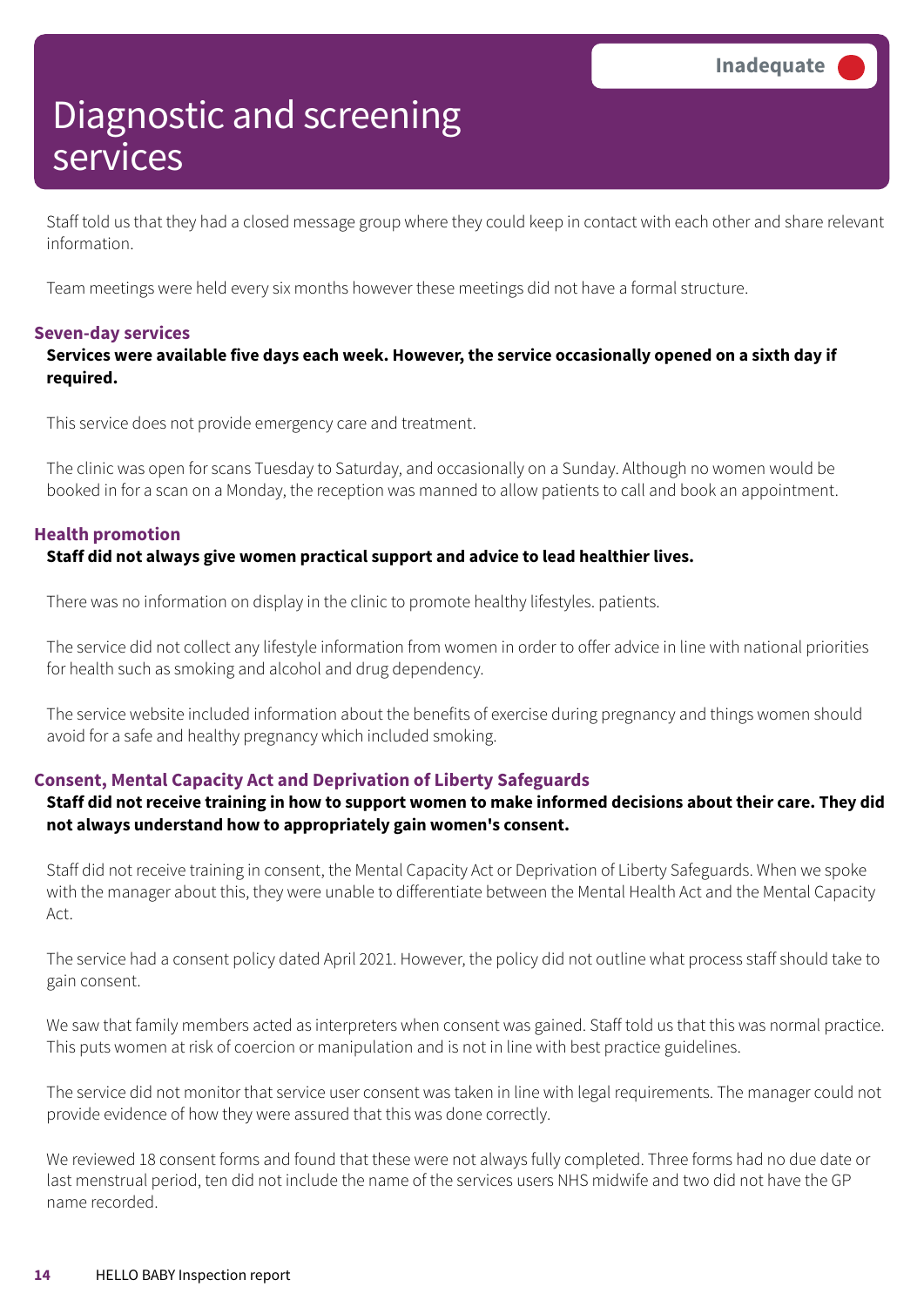# Diagnostic and screening services

Inadequate

Staff told us that they had a closed message group where they could keep in contact with each other and share relevant information.

Team meetings were held every six months however these meetings did not have a formal structure.

### Seven-day services

**Services were available five days each week. However, the service occasionally opened on a sixth day if required.**

This service does not provide emergency care and treatment.

The clinic was open for scans Tuesday to Saturday, and occasionally on a Sunday. Although no women would be booked in for a scan on a Monday, the reception was manned to allow patients to call and book an appointment.

### Health promotion

**Staff did not always give women practical support and advice to lead healthier lives.**

There was no information on display in the clinic to promote healthy lifestyles. patients.

The service did not collect any lifestyle information from women in order to offer advice in line with national priorities for health such as smoking and alcohol and drug dependency.

The service website included information about the benefits of exercise during pregnancy and things women should avoid for a safe and healthy pregnancy which included smoking.

### Consent, Mental Capacity Act and Deprivation of Liberty Safeguards

**Staff did not receive training in how to support women to make informed decisions about their care. They did not always understand how to appropriately gain women's consent.**

Staff did not receive training in consent, the Mental Capacity Act or Deprivation of Liberty Safeguards. When we spoke with the manager about this, they were unable to differentiate between the Mental Health Act and the Mental Capacity Act.

The service had a consent policy dated April 2021. However, the policy did not outline what process staff should take to gain consent.

We saw that family members acted as interpreters when consent was gained. Staff told us that this was normal practice. This puts women at risk of coercion or manipulation and is not in line with best practice guidelines.

The service did not monitor that service user consent was taken in line with legal requirements. The manager could not provide evidence of how they were assured that this was done correctly.

We reviewed 18 consent forms and found that these were not always fully completed. Three forms had no due date or last menstrual period, ten did not include the name of the services users NHS midwife and two did not have the GP name recorded.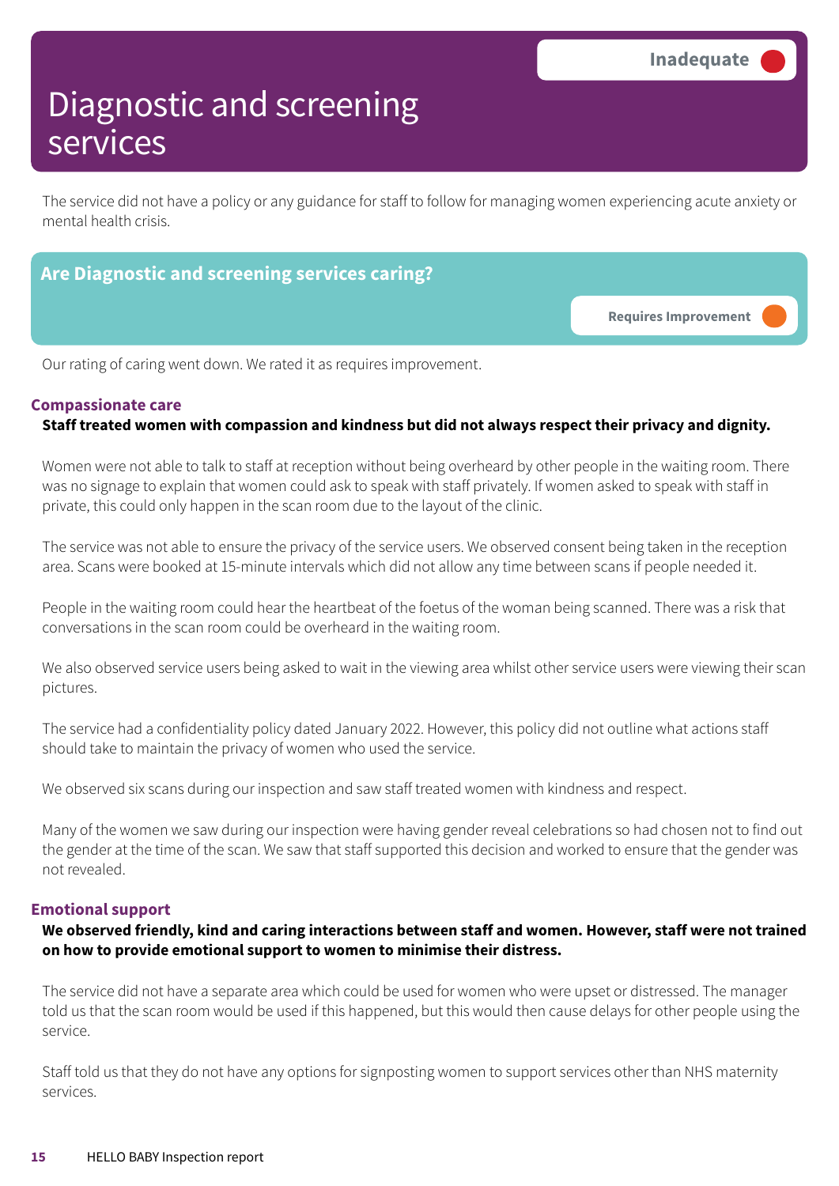# Diagnostic and screening services

Inadequate

The service did not have a policy or any guidance for staff to follow for managing women experiencing acute anxiety or mental health crisis.

## Are Diagnostic and screening services caring?

Requires Improvement

Our rating of caring went down. We rated it as requires improvement.

### Compassionate care

**Staff treated women with compassion and kindness but did not always respect their privacy and dignity.**

Women were not able to talk to staff at reception without being overheard by other people in the waiting room. There was no signage to explain that women could ask to speak with staff privately. If women asked to speak with staff in private, this could only happen in the scan room due to the layout of the clinic.

The service was not able to ensure the privacy of the service users. We observed consent being taken in the reception area. Scans were booked at 15-minute intervals which did not allow any time between scans if people needed it.

People in the waiting room could hear the heartbeat of the foetus of the woman being scanned. There was a risk that conversations in the scan room could be overheard in the waiting room.

We also observed service users being asked to wait in the viewing area whilst other service users were viewing their scan pictures.

The service had a confidentiality policy dated January 2022. However, this policy did not outline what actions staff should take to maintain the privacy of women who used the service.

We observed six scans during our inspection and saw staff treated women with kindness and respect.

Many of the women we saw during our inspection were having gender reveal celebrations so had chosen not to find out the gender at the time of the scan. We saw that staff supported this decision and worked to ensure that the gender was not revealed.

### Emotional support

**We observed friendly, kind and caring interactions between staff and women. However, staff were not trained on how to provide emotional support to women to minimise their distress.**

The service did not have a separate area which could be used for women who were upset or distressed. The manager told us that the scan room would be used if this happened, but this would then cause delays for other people using the service.

Staff told us that they do not have any options for signposting women to support services other than NHS maternity services.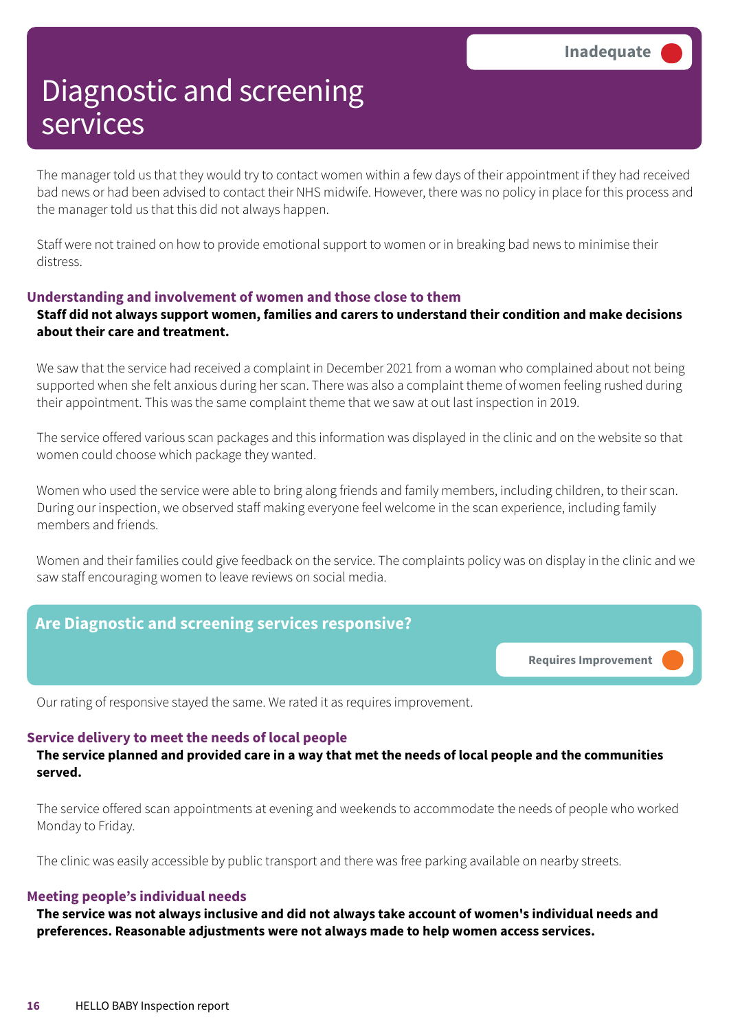# Diagnostic and screening services

Inadequate

The manager told us that they would try to contact women within a few days of their appointment if they had received bad news or had been advised to contact their NHS midwife. However, there was no policy in place for this process and the manager told us that this did not always happen.

Staff were not trained on how to provide emotional support to women or in breaking bad news to minimise their distress.

### Understanding and involvement of women and those close to them

**Staff did not always support women, families and carers to understand their condition and make decisions about their care and treatment.**

We saw that the service had received a complaint in December 2021 from a woman who complained about not being supported when she felt anxious during her scan. There was also a complaint theme of women feeling rushed during their appointment. This was the same complaint theme that we saw at out last inspection in 2019.

The service offered various scan packages and this information was displayed in the clinic and on the website so that women could choose which package they wanted.

Women who used the service were able to bring along friends and family members, including children, to their scan. During our inspection, we observed staff making everyone feel welcome in the scan experience, including family members and friends.

Women and their families could give feedback on the service. The complaints policy was on display in the clinic and we saw staff encouraging women to leave reviews on social media.

## Are Diagnostic and screening services responsive?

Requires Improvement

Our rating of responsive stayed the same. We rated it as requires improvement.

### Service delivery to meet the needs of local people

**The service planned and provided care in a way that met the needs of local people and the communities served.**

The service offered scan appointments at evening and weekends to accommodate the needs of people who worked Monday to Friday.

The clinic was easily accessible by public transport and there was free parking available on nearby streets.

### Meeting people's individual needs

**The service was not always inclusive and did not always take account of women's individual needs and preferences. Reasonable adjustments were not always made to help women access services.**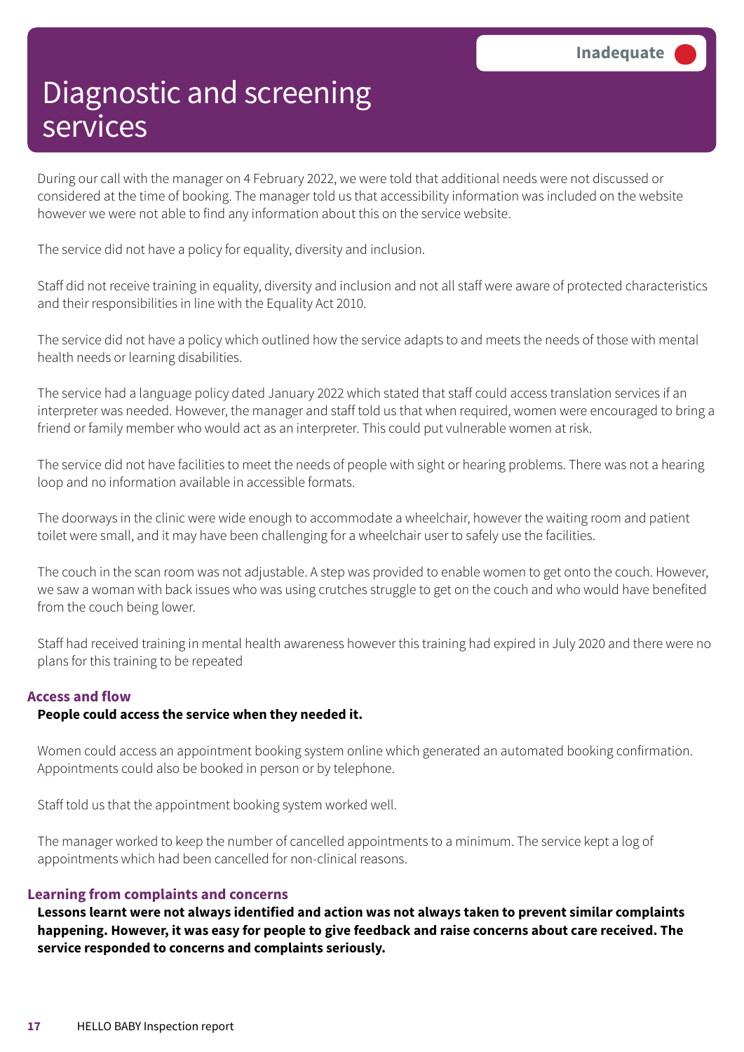# Diagnostic and screening services

Inadequate

During our call with the manager on 4 February 2022, we were told that additional needs were not discussed or considered at the time of booking. The manager told us that accessibility information was included on the website however we were not able to find any information about this on the service website.

The service did not have a policy for equality, diversity and inclusion.

Staff did not receive training in equality, diversity and inclusion and not all staff were aware of protected characteristics and their responsibilities in line with the Equality Act 2010.

The service did not have a policy which outlined how the service adapts to and meets the needs of those with mental health needs or learning disabilities.

The service had a language policy dated January 2022 which stated that staff could access translation services if an interpreter was needed. However, the manager and staff told us that when required, women were encouraged to bring a friend or family member who would act as an interpreter. This could put vulnerable women at risk.

The service did not have facilities to meet the needs of people with sight or hearing problems. There was not a hearing loop and no information available in accessible formats.

The doorways in the clinic were wide enough to accommodate a wheelchair, however the waiting room and patient toilet were small, and it may have been challenging for a wheelchair user to safely use the facilities.

The couch in the scan room was not adjustable. A step was provided to enable women to get onto the couch. However, we saw a woman with back issues who was using crutches struggle to get on the couch and who would have benefited from the couch being lower.

Staff had received training in mental health awareness however this training had expired in July 2020 and there were no plans for this training to be repeated

### Access and flow

**People could access the service when they needed it.**

Women could access an appointment booking system online which generated an automated booking confirmation. Appointments could also be booked in person or by telephone.

Staff told us that the appointment booking system worked well.

The manager worked to keep the number of cancelled appointments to a minimum. The service kept a log of appointments which had been cancelled for non-clinical reasons.

### Learning from complaints and concerns

**Lessons learnt were not always identified and action was not always taken to prevent similar complaints happening. However, it was easy for people to give feedback and raise concerns about care received. The service responded to concerns and complaints seriously.**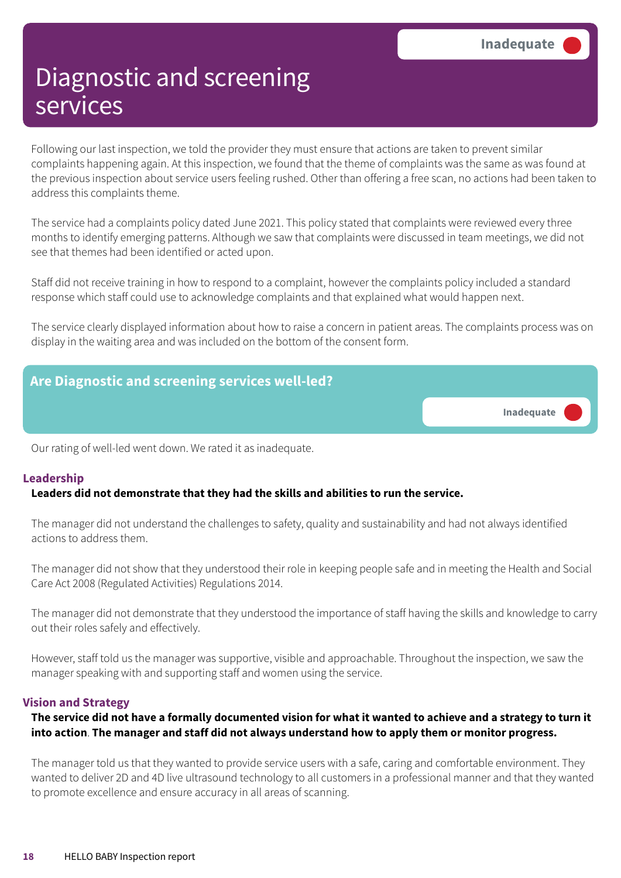# Diagnostic and screening services

**Inadequate**

Following our last inspection, we told the provider they must ensure that actions are taken to prevent similar complaints happening again. At this inspection, we found that the theme of complaints was the same as was found at the previous inspection about service users feeling rushed. Other than offering a free scan, no actions had been taken to address this complaints theme.

The service had a complaints policy dated June 2021. This policy stated that complaints were reviewed every three months to identify emerging patterns. Although we saw that complaints were discussed in team meetings, we did not see that themes had been identified or acted upon.

Staff did not receive training in how to respond to a complaint, however the complaints policy included a standard response which staff could use to acknowledge complaints and that explained what would happen next.

The service clearly displayed information about how to raise a concern in patient areas. The complaints process was on display in the waiting area and was included on the bottom of the consent form.

## Are Diagnostic and screening services well-led?

**Inadequate**

Our rating of well-led went down. We rated it as inadequate.

### Leadership

**Leaders did not demonstrate that they had the skills and abilities to run the service.**

The manager did not understand the challenges to safety, quality and sustainability and had not always identified actions to address them.

The manager did not show that they understood their role in keeping people safe and in meeting the Health and Social Care Act 2008 (Regulated Activities) Regulations 2014.

The manager did not demonstrate that they understood the importance of staff having the skills and knowledge to carry out their roles safely and effectively.

However, staff told us the manager was supportive, visible and approachable. Throughout the inspection, we saw the manager speaking with and supporting staff and women using the service.

### Vision and Strategy

**The service did not have a formally documented vision for what it wanted to achieve and a strategy to turn it into action**. **The manager and staff did not always understand how to apply them or monitor progress.**

The manager told us that they wanted to provide service users with a safe, caring and comfortable environment. They wanted to deliver 2D and 4D live ultrasound technology to all customers in a professional manner and that they wanted to promote excellence and ensure accuracy in all areas of scanning.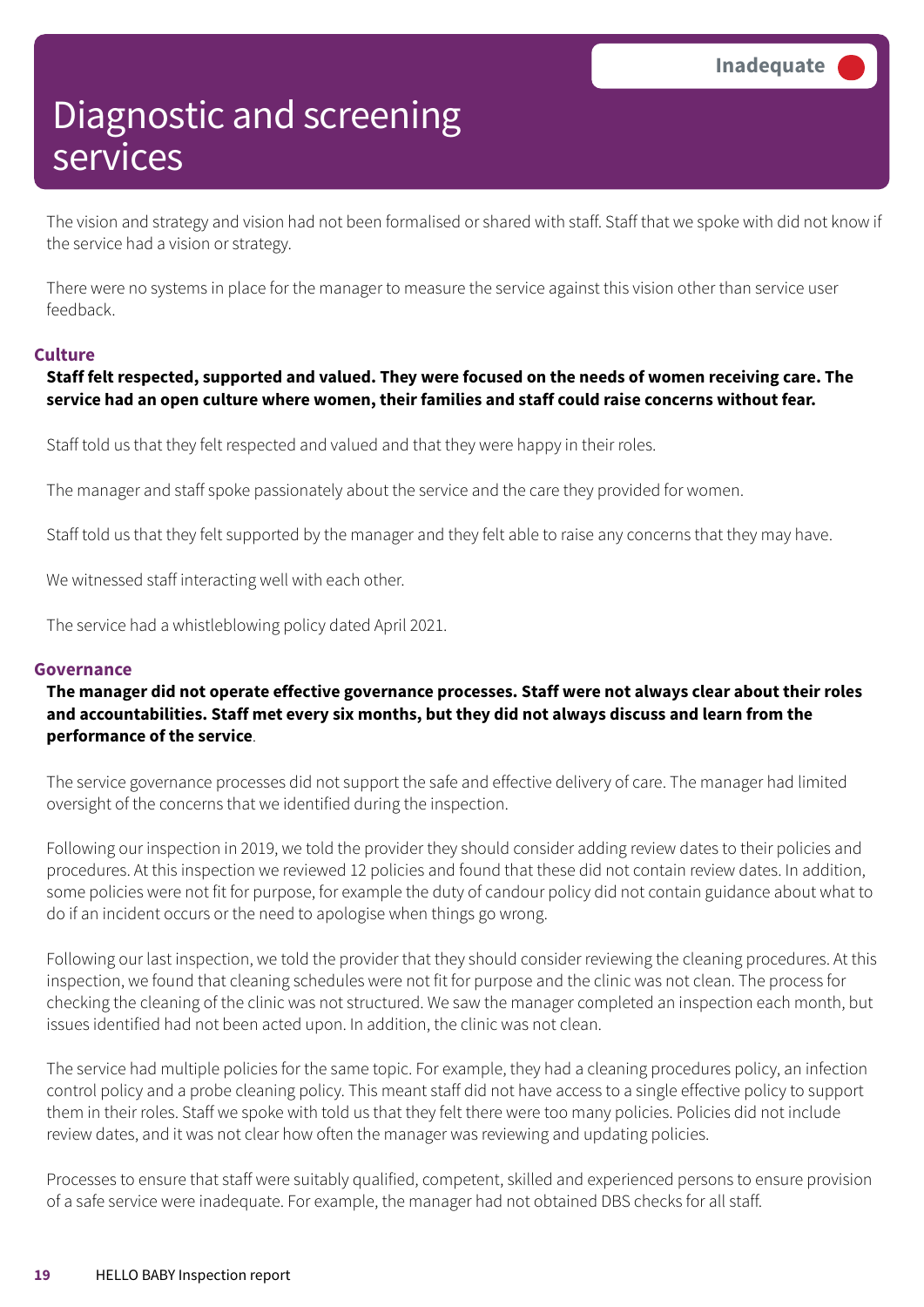# Diagnostic and screening services

Inadequate

The vision and strategy and vision had not been formalised or shared with staff. Staff that we spoke with did not know if the service had a vision or strategy.

There were no systems in place for the manager to measure the service against this vision other than service user feedback.

### Culture

**Staff felt respected, supported and valued. They were focused on the needs of women receiving care. The service had an open culture where women, their families and staff could raise concerns without fear.**

Staff told us that they felt respected and valued and that they were happy in their roles.

The manager and staff spoke passionately about the service and the care they provided for women.

Staff told us that they felt supported by the manager and they felt able to raise any concerns that they may have.

We witnessed staff interacting well with each other.

The service had a whistleblowing policy dated April 2021.

### Governance

**The manager did not operate effective governance processes. Staff were not always clear about their roles and accountabilities. Staff met every six months, but they did not always discuss and learn from the performance of the service**.

The service governance processes did not support the safe and effective delivery of care. The manager had limited oversight of the concerns that we identified during the inspection.

Following our inspection in 2019, we told the provider they should consider adding review dates to their policies and procedures. At this inspection we reviewed 12 policies and found that these did not contain review dates. In addition, some policies were not fit for purpose, for example the duty of candour policy did not contain guidance about what to do if an incident occurs or the need to apologise when things go wrong.

Following our last inspection, we told the provider that they should consider reviewing the cleaning procedures. At this inspection, we found that cleaning schedules were not fit for purpose and the clinic was not clean. The process for checking the cleaning of the clinic was not structured. We saw the manager completed an inspection each month, but issues identified had not been acted upon. In addition, the clinic was not clean.

The service had multiple policies for the same topic. For example, they had a cleaning procedures policy, an infection control policy and a probe cleaning policy. This meant staff did not have access to a single effective policy to support them in their roles. Staff we spoke with told us that they felt there were too many policies. Policies did not include review dates, and it was not clear how often the manager was reviewing and updating policies.

Processes to ensure that staff were suitably qualified, competent, skilled and experienced persons to ensure provision of a safe service were inadequate. For example, the manager had not obtained DBS checks for all staff.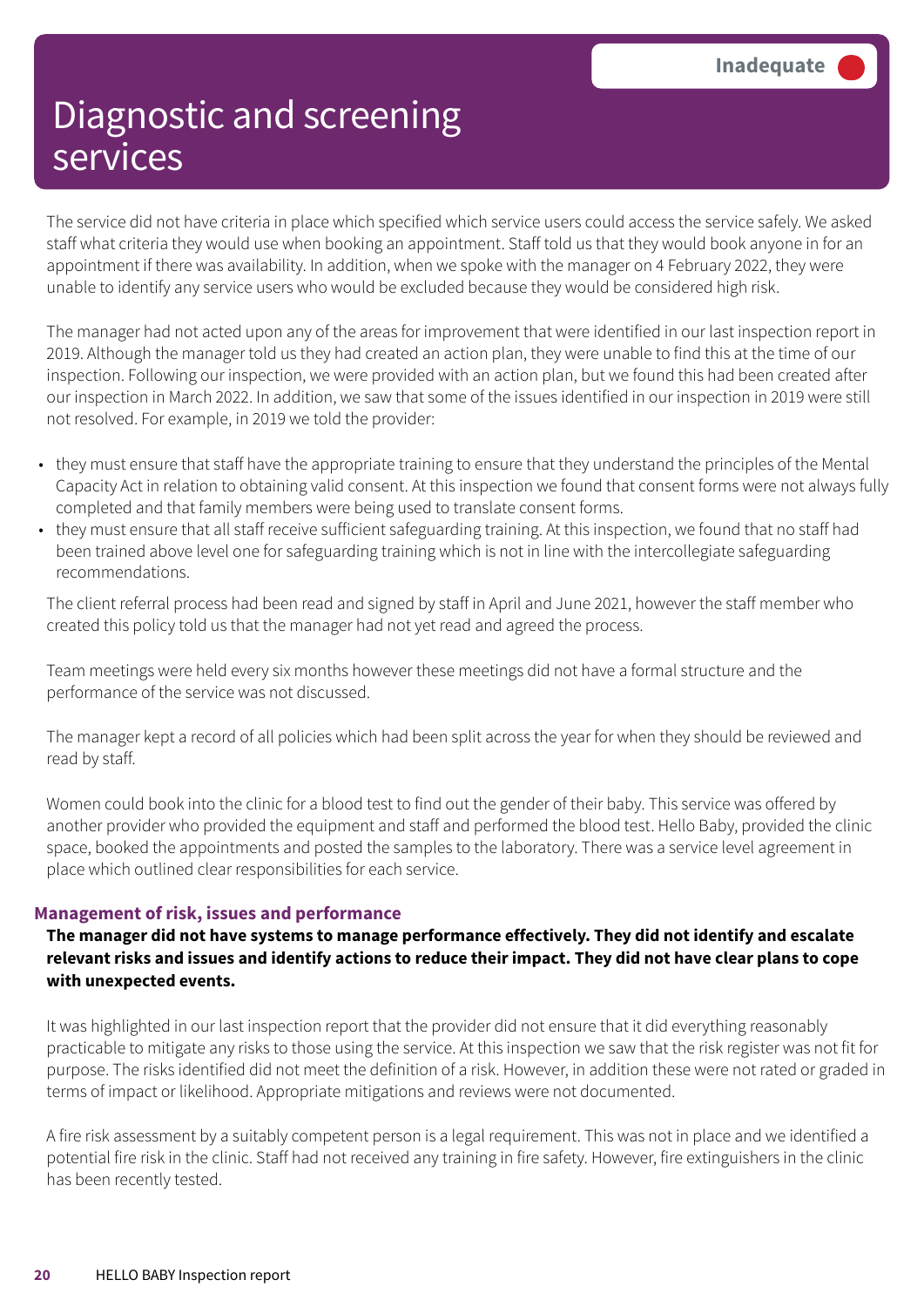# Diagnostic and screening services

Inadequate

The service did not have criteria in place which specified which service users could access the service safely. We asked staff what criteria they would use when booking an appointment. Staff told us that they would book anyone in for an appointment if there was availability. In addition, when we spoke with the manager on 4 February 2022, they were unable to identify any service users who would be excluded because they would be considered high risk.

The manager had not acted upon any of the areas for improvement that were identified in our last inspection report in 2019. Although the manager told us they had created an action plan, they were unable to find this at the time of our inspection. Following our inspection, we were provided with an action plan, but we found this had been created after our inspection in March 2022. In addition, we saw that some of the issues identified in our inspection in 2019 were still not resolved. For example, in 2019 we told the provider:

- they must ensure that staff have the appropriate training to ensure that they understand the principles of the Mental Capacity Act in relation to obtaining valid consent. At this inspection we found that consent forms were not always fully completed and that family members were being used to translate consent forms.
- they must ensure that all staff receive sufficient safeguarding training. At this inspection, we found that no staff had been trained above level one for safeguarding training which is not in line with the intercollegiate safeguarding recommendations.

The client referral process had been read and signed by staff in April and June 2021, however the staff member who created this policy told us that the manager had not yet read and agreed the process.

Team meetings were held every six months however these meetings did not have a formal structure and the performance of the service was not discussed.

The manager kept a record of all policies which had been split across the year for when they should be reviewed and read by staff.

Women could book into the clinic for a blood test to find out the gender of their baby. This service was offered by another provider who provided the equipment and staff and performed the blood test. Hello Baby, provided the clinic space, booked the appointments and posted the samples to the laboratory. There was a service level agreement in place which outlined clear responsibilities for each service.

### Management of risk, issues and performance

**The manager did not have systems to manage performance effectively. They did not identify and escalate relevant risks and issues and identify actions to reduce their impact. They did not have clear plans to cope with unexpected events.**

It was highlighted in our last inspection report that the provider did not ensure that it did everything reasonably practicable to mitigate any risks to those using the service. At this inspection we saw that the risk register was not fit for purpose. The risks identified did not meet the definition of a risk. However, in addition these were not rated or graded in terms of impact or likelihood. Appropriate mitigations and reviews were not documented.

A fire risk assessment by a suitably competent person is a legal requirement. This was not in place and we identified a potential fire risk in the clinic. Staff had not received any training in fire safety. However, fire extinguishers in the clinic has been recently tested.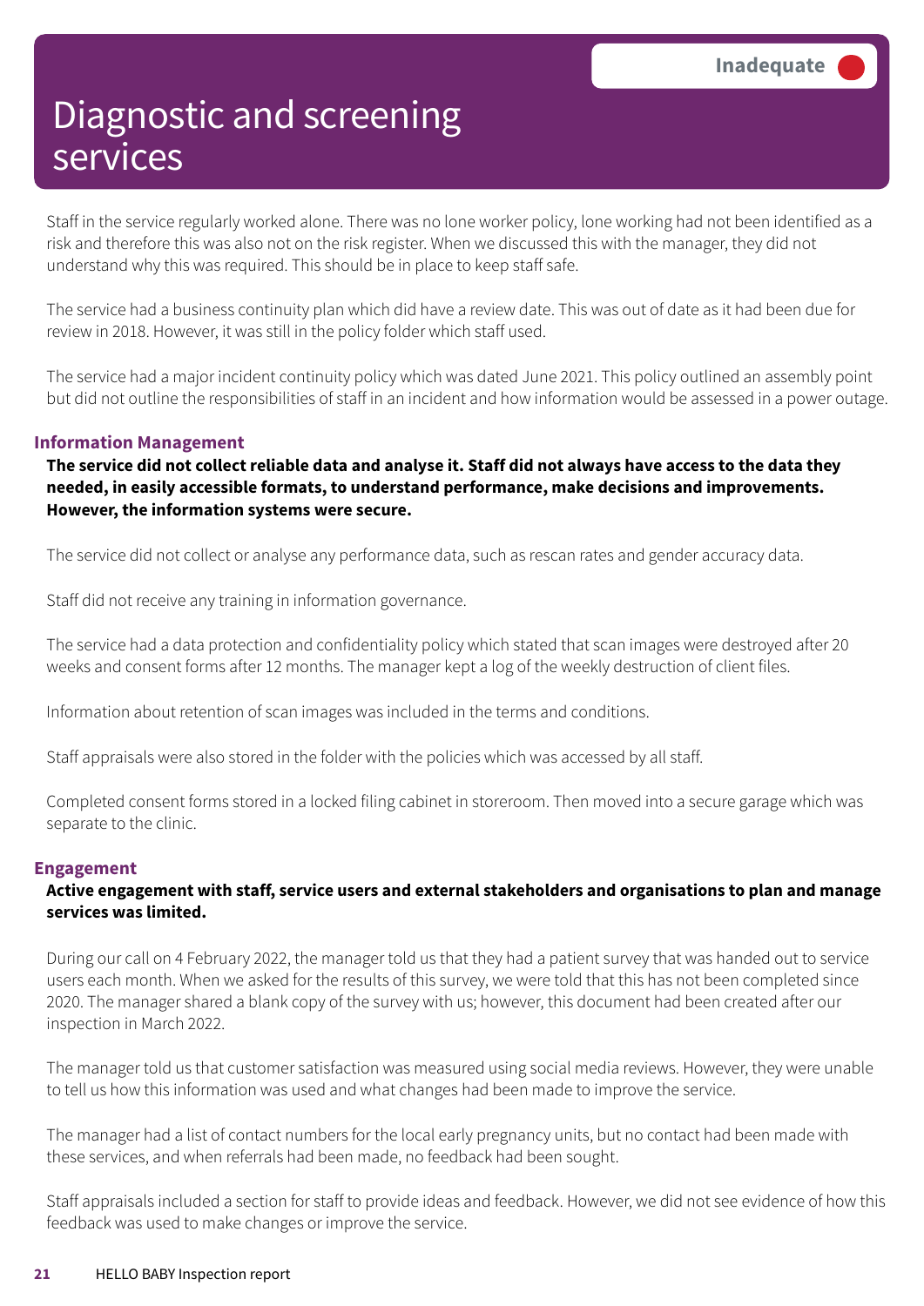Inadequate

# Diagnostic and screening services

Staff in the service regularly worked alone. There was no lone worker policy, lone working had not been identified as a risk and therefore this was also not on the risk register. When we discussed this with the manager, they did not understand why this was required. This should be in place to keep staff safe.

The service had a business continuity plan which did have a review date. This was out of date as it had been due for review in 2018. However, it was still in the policy folder which staff used.

The service had a major incident continuity policy which was dated June 2021. This policy outlined an assembly point but did not outline the responsibilities of staff in an incident and how information would be assessed in a power outage.

### Information Management

**The service did not collect reliable data and analyse it. Staff did not always have access to the data they needed, in easily accessible formats, to understand performance, make decisions and improvements. However, the information systems were secure.**

The service did not collect or analyse any performance data, such as rescan rates and gender accuracy data.

Staff did not receive any training in information governance.

The service had a data protection and confidentiality policy which stated that scan images were destroyed after 20 weeks and consent forms after 12 months. The manager kept a log of the weekly destruction of client files.

Information about retention of scan images was included in the terms and conditions.

Staff appraisals were also stored in the folder with the policies which was accessed by all staff.

Completed consent forms stored in a locked filing cabinet in storeroom. Then moved into a secure garage which was separate to the clinic.

### Engagement

**Active engagement with staff, service users and external stakeholders and organisations to plan and manage services was limited.**

During our call on 4 February 2022, the manager told us that they had a patient survey that was handed out to service users each month. When we asked for the results of this survey, we were told that this has not been completed since 2020. The manager shared a blank copy of the survey with us; however, this document had been created after our inspection in March 2022.

The manager told us that customer satisfaction was measured using social media reviews. However, they were unable to tell us how this information was used and what changes had been made to improve the service.

The manager had a list of contact numbers for the local early pregnancy units, but no contact had been made with these services, and when referrals had been made, no feedback had been sought.

Staff appraisals included a section for staff to provide ideas and feedback. However, we did not see evidence of how this feedback was used to make changes or improve the service.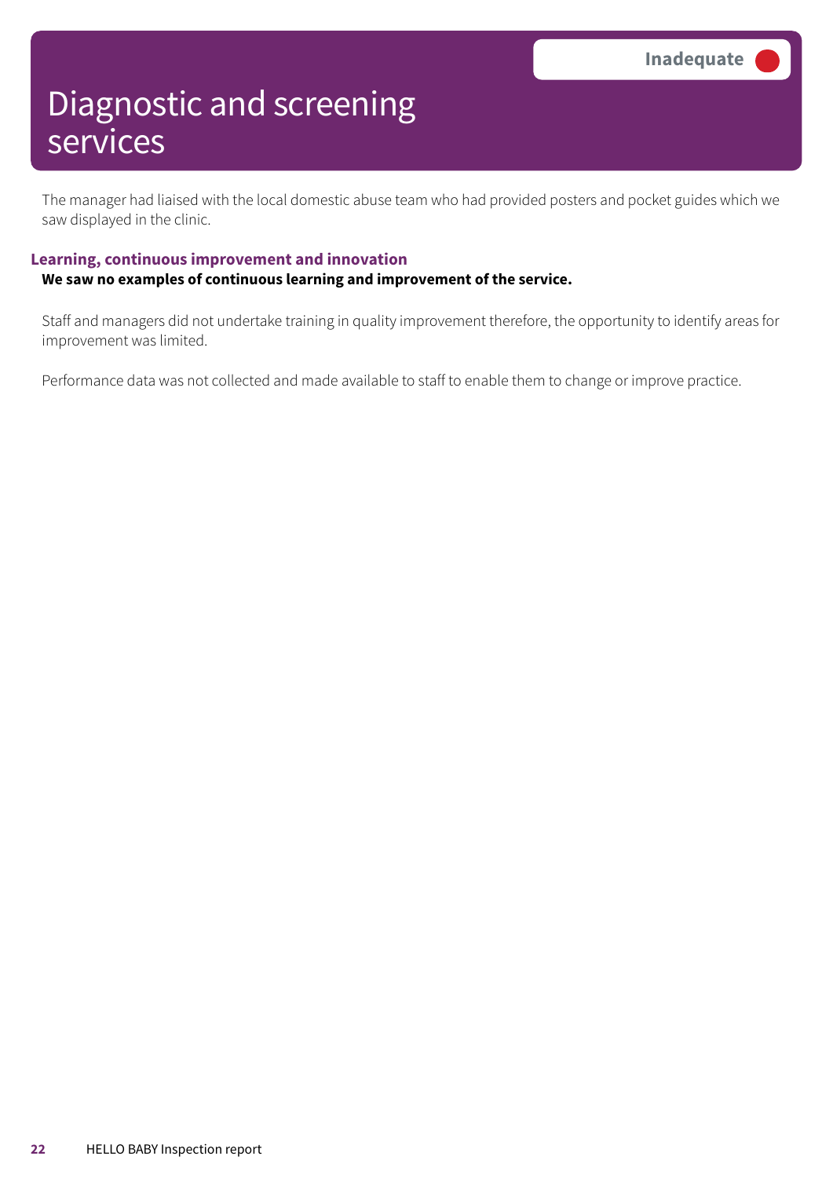# Diagnostic and screening services

**Inadequate**

The manager had liaised with the local domestic abuse team who had provided posters and pocket guides which we saw displayed in the clinic.

### Learning, continuous improvement and innovation

**We saw no examples of continuous learning and improvement of the service.**

Staff and managers did not undertake training in quality improvement therefore, the opportunity to identify areas for improvement was limited.

Performance data was not collected and made available to staff to enable them to change or improve practice.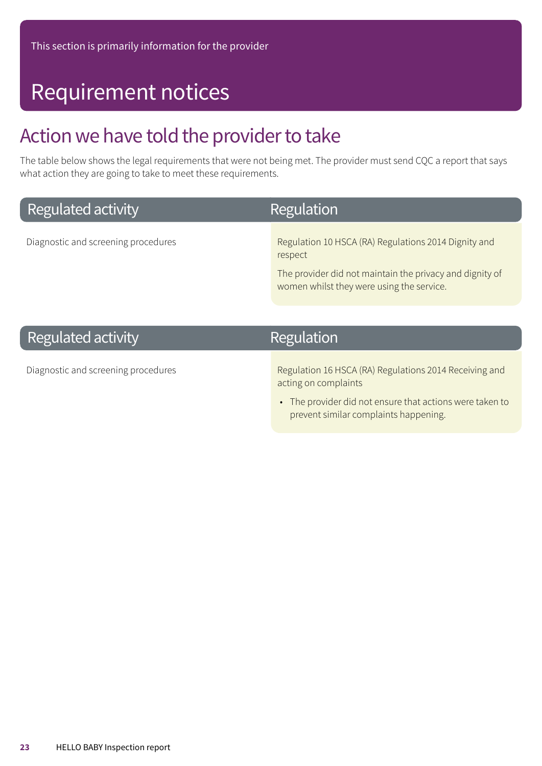This section is primarily information for the provider

# Requirement notices

## Action we have told the provider to take

The table below shows the legal requirements that were not being met. The provider must send CQC a report that says what action they are going to take to meet these requirements.

| Regulated activity | Regulation |
| --- | --- |
| Diagnostic and screening procedures | Regulation 10 HSCA (RA) Regulations 2014 Dignity and respect<br><br>The provider did not maintain the privacy and dignity of women whilst they were using the service. |

| Regulated activity | Regulation |
| --- | --- |
| Diagnostic and screening procedures | Regulation 16 HSCA (RA) Regulations 2014 Receiving and acting on complaints<br><br>• The provider did not ensure that actions were taken to prevent similar complaints happening. |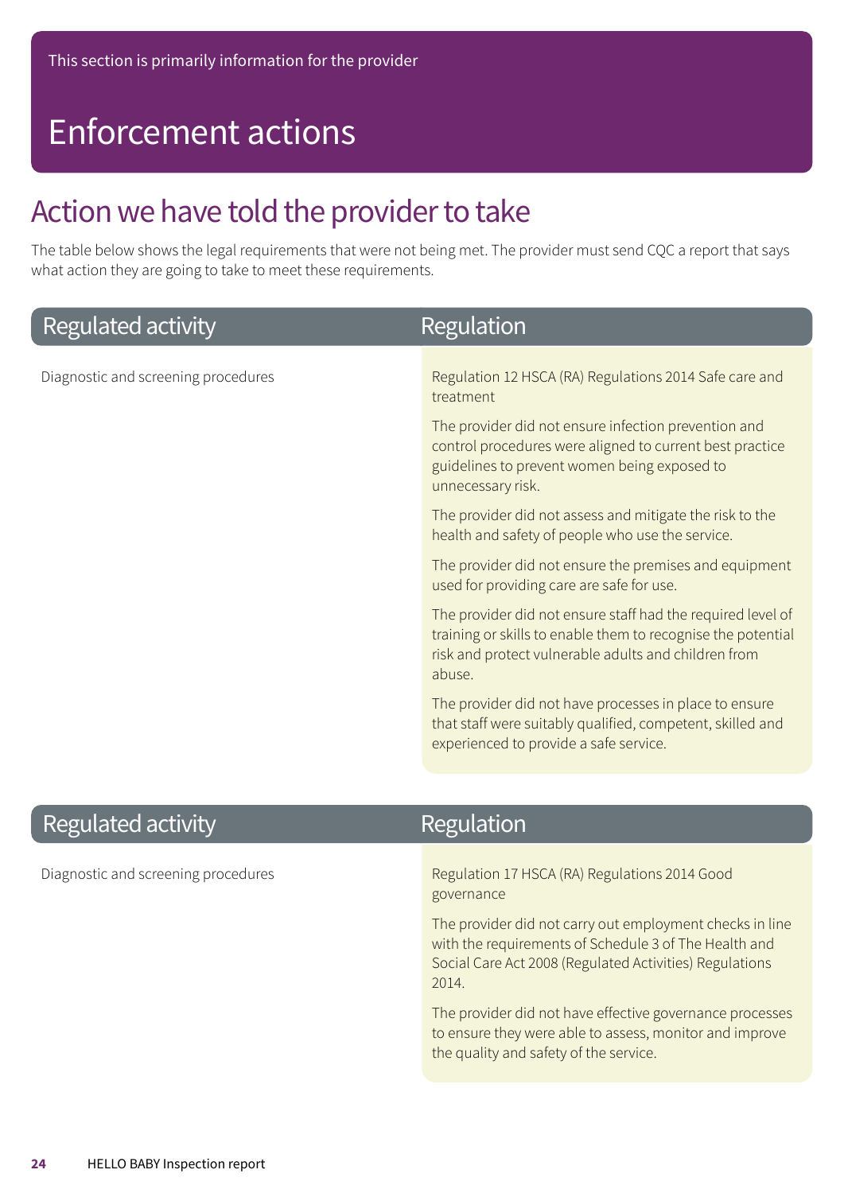This section is primarily information for the provider

# Enforcement actions

## Action we have told the provider to take

The table below shows the legal requirements that were not being met. The provider must send CQC a report that says what action they are going to take to meet these requirements.

| Regulated activity | Regulation |
| --- | --- |
| Diagnostic and screening procedures | Regulation 12 HSCA (RA) Regulations 2014 Safe care and treatment<br><br>The provider did not ensure infection prevention and control procedures were aligned to current best practice guidelines to prevent women being exposed to unnecessary risk.<br><br>The provider did not assess and mitigate the risk to the health and safety of people who use the service.<br><br>The provider did not ensure the premises and equipment used for providing care are safe for use.<br><br>The provider did not ensure staff had the required level of training or skills to enable them to recognise the potential risk and protect vulnerable adults and children from abuse.<br><br>The provider did not have processes in place to ensure that staff were suitably qualified, competent, skilled and experienced to provide a safe service. |

| Regulated activity | Regulation |
| --- | --- |
| Diagnostic and screening procedures | Regulation 17 HSCA (RA) Regulations 2014 Good governance<br><br>The provider did not carry out employment checks in line with the requirements of Schedule 3 of The Health and Social Care Act 2008 (Regulated Activities) Regulations 2014.<br><br>The provider did not have effective governance processes to ensure they were able to assess, monitor and improve the quality and safety of the service. |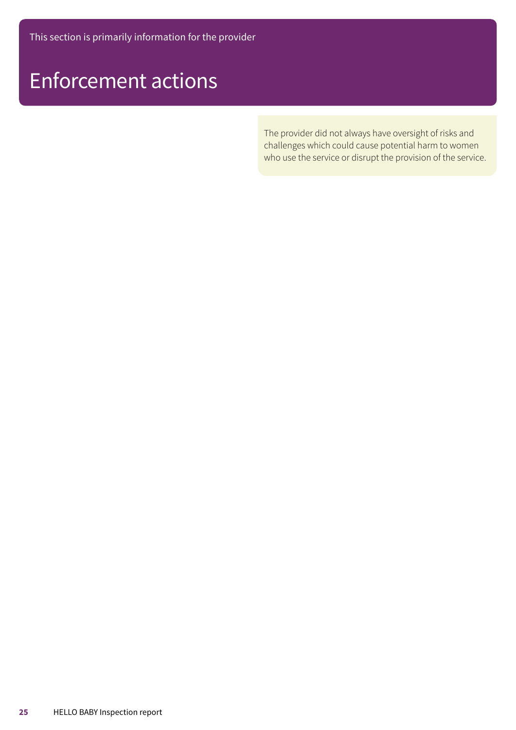This section is primarily information for the provider

# Enforcement actions

The provider did not always have oversight of risks and challenges which could cause potential harm to women who use the service or disrupt the provision of the service.